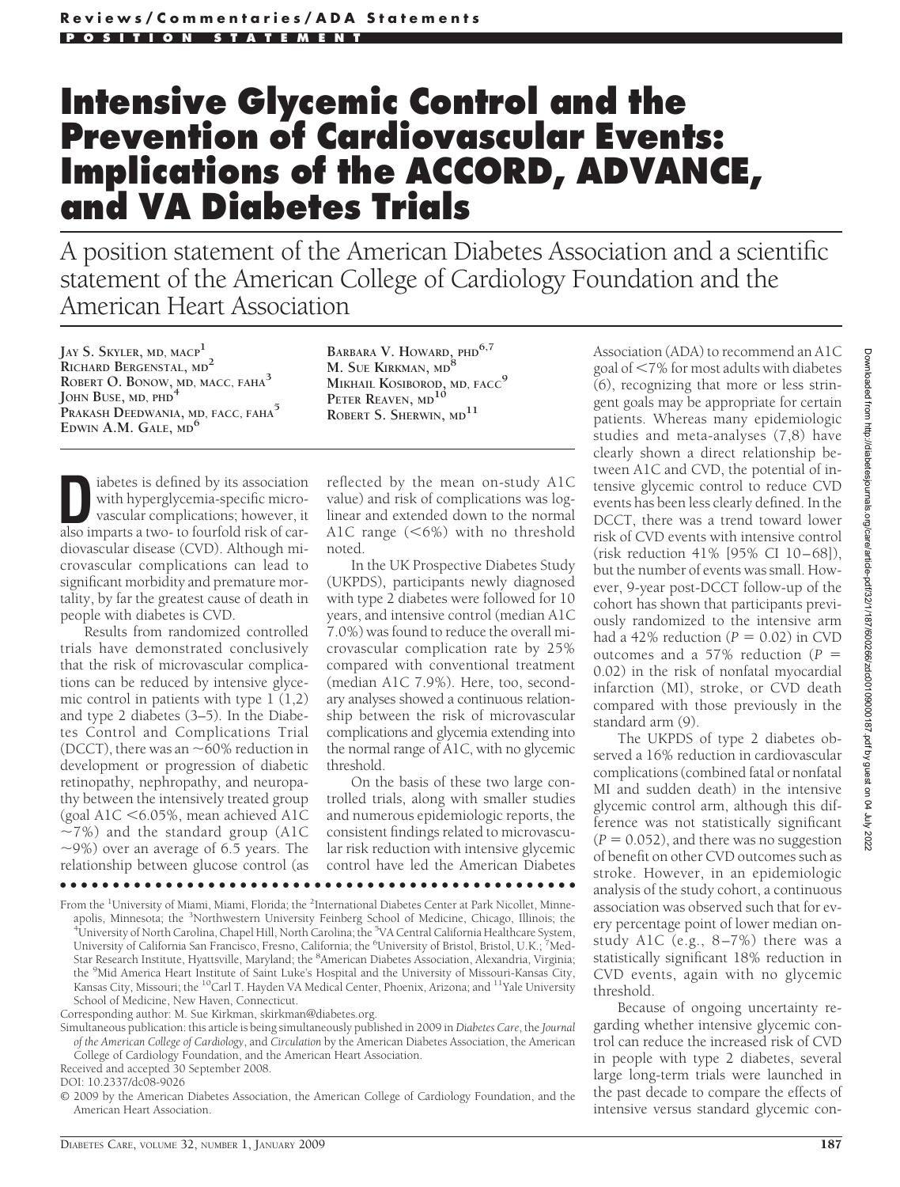**Reviews/Commentaries/ADA Statements**

**POSITION STATEMENT**

# Intensive Glycemic Control and the Prevention of Cardiovascular Events: Implications of the ACCORD, ADVANCE, and VA Diabetes Trials

A position statement of the American Diabetes Association and a scientific statement of the American College of Cardiology Foundation and the American Heart Association

JAY S. SKYLER, MD, MACP[1]
RICHARD BERGENSTAL, MD[2]
ROBERT O. BONOW, MD, MACC, FAHA[3]
JOHN BUSE, MD, PHD[4]
PRAKASH DEEDWANIA, MD, FACC, FAHA[5]
EDWIN A.M. GALE, MD[6]
BARBARA V. HOWARD, PHD[6,7]
M. SUE KIRKMAN, MD[8]
MIKHAIL KOSIBOROD, MD, FACC[9]
PETER REAVEN, MD[10]
ROBERT S. SHERWIN, MD[11]

Diabetes is defined by its association with hyperglycemia-specific microvascular complications; however, it also imparts a two- to fourfold risk of cardiovascular disease (CVD). Although microvascular complications can lead to significant morbidity and premature mortality, by far the greatest cause of death in people with diabetes is CVD.

Results from randomized controlled trials have demonstrated conclusively that the risk of microvascular complications can be reduced by intensive glycemic control in patients with type 1 (1,2) and type 2 diabetes (3–5). In the Diabetes Control and Complications Trial (DCCT), there was an ~60% reduction in development or progression of diabetic retinopathy, nephropathy, and neuropathy between the intensively treated group (goal A1C <6.05%, mean achieved A1C ~7%) and the standard group (A1C ~9%) over an average of 6.5 years. The relationship between glucose control (as reflected by the mean on-study A1C value) and risk of complications was log-linear and extended down to the normal A1C range (<6%) with no threshold noted.

In the UK Prospective Diabetes Study (UKPDS), participants newly diagnosed with type 2 diabetes were followed for 10 years, and intensive control (median A1C 7.0%) was found to reduce the overall microvascular complication rate by 25% compared with conventional treatment (median A1C 7.9%). Here, too, secondary analyses showed a continuous relationship between the risk of microvascular complications and glycemia extending into the normal range of A1C, with no glycemic threshold.

On the basis of these two large controlled trials, along with smaller studies and numerous epidemiologic reports, the consistent findings related to microvascular risk reduction with intensive glycemic control have led the American Diabetes Association (ADA) to recommend an A1C goal of <7% for most adults with diabetes (6), recognizing that more or less stringent goals may be appropriate for certain patients. Whereas many epidemiologic studies and meta-analyses (7,8) have clearly shown a direct relationship between A1C and CVD, the potential of intensive glycemic control to reduce CVD events has been less clearly defined. In the DCCT, there was a trend toward lower risk of CVD events with intensive control (risk reduction 41% [95% CI 10–68]), but the number of events was small. However, 9-year post-DCCT follow-up of the cohort has shown that participants previously randomized to the intensive arm had a 42% reduction ($P = 0.02$) in CVD outcomes and a 57% reduction ($P = 0.02$) in the risk of nonfatal myocardial infarction (MI), stroke, or CVD death compared with those previously in the standard arm (9).

The UKPDS of type 2 diabetes observed a 16% reduction in cardiovascular complications (combined fatal or nonfatal MI and sudden death) in the intensive glycemic control arm, although this difference was not statistically significant ($P = 0.052$), and there was no suggestion of benefit on other CVD outcomes such as stroke. However, in an epidemiologic analysis of the study cohort, a continuous association was observed such that for every percentage point of lower median on-study A1C (e.g., 8–7%) there was a statistically significant 18% reduction in CVD events, again with no glycemic threshold.

Because of ongoing uncertainty regarding whether intensive glycemic control can reduce the increased risk of CVD in people with type 2 diabetes, several large long-term trials were launched in the past decade to compare the effects of intensive versus standard glycemic con-

From the [1]University of Miami, Miami, Florida; the [2]International Diabetes Center at Park Nicollet, Minneapolis, Minnesota; the [3]Northwestern University Feinberg School of Medicine, Chicago, Illinois; the [4]University of North Carolina, Chapel Hill, North Carolina; the [5]VA Central California Healthcare System, University of California San Francisco, Fresno, California; the [6]University of Bristol, Bristol, U.K.; [7]MedStar Research Institute, Hyattsville, Maryland; the [8]American Diabetes Association, Alexandria, Virginia; the [9]Mid America Heart Institute of Saint Luke's Hospital and the University of Missouri-Kansas City, Kansas City, Missouri; the [10]Carl T. Hayden VA Medical Center, Phoenix, Arizona; and [11]Yale University School of Medicine, New Haven, Connecticut.

Corresponding author: M. Sue Kirkman, skirkman@diabetes.org.

Simultaneous publication: this article is being simultaneously published in 2009 in *Diabetes Care*, the *Journal of the American College of Cardiology*, and *Circulation* by the American Diabetes Association, the American College of Cardiology Foundation, and the American Heart Association.

Received and accepted 30 September 2008.

DOI: 10.2337/dc08-9026

© 2009 by the American Diabetes Association, the American College of Cardiology Foundation, and the American Heart Association.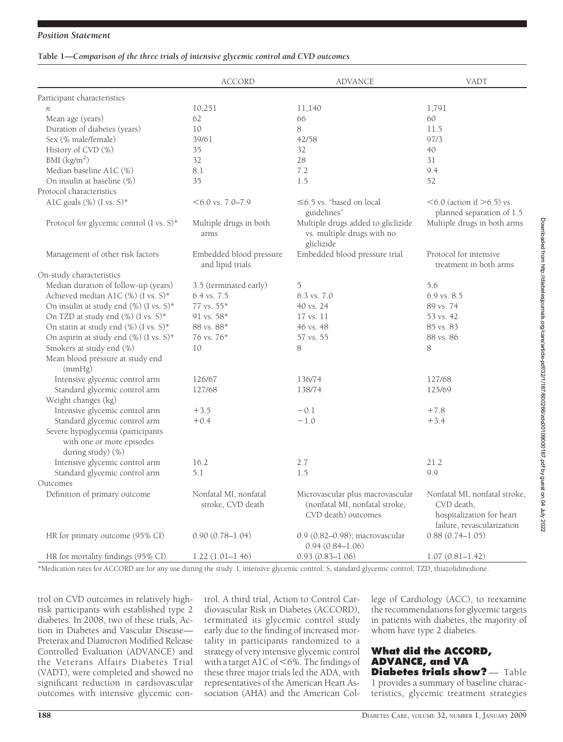**Table 1—Comparison of the three trials of intensive glycemic control and CVD outcomes**

| | ACCORD | ADVANCE | VADT |
|---|---|---|---|
| Participant characteristics | | | |
| $n$ | 10,251 | 11,140 | 1,791 |
| Mean age (years) | 62 | 66 | 60 |
| Duration of diabetes (years) | 10 | 8 | 11.5 |
| Sex (% male/female) | 39/61 | 42/58 | 97/3 |
| History of CVD (%) | 35 | 32 | 40 |
| BMI (kg/m$^2$) | 32 | 28 | 31 |
| Median baseline A1C (%) | 8.1 | 7.2 | 9.4 |
| On insulin at baseline (%) | 35 | 1.5 | 52 |
| Protocol characteristics | | | |
| A1C goals (%) (I vs. S)* | <6.0 vs. 7.0–7.9 | ≤6.5 vs. "based on local guidelines" | <6.0 (action if >6.5) vs. planned separation of 1.5 |
| Protocol for glycemic control (I vs. S)* | Multiple drugs in both arms | Multiple drugs added to gliclizide vs. multiple drugs with no gliclizide | Multiple drugs in both arms |
| Management of other risk factors | Embedded blood pressure and lipid trials | Embedded blood pressure trial | Protocol for intensive treatment in both arms |
| On-study characteristics | | | |
| Median duration of follow-up (years) | 3.5 (terminated early) | 5 | 5.6 |
| Achieved median A1C (%) (I vs. S)* | 6.4 vs. 7.5 | 6.3 vs. 7.0 | 6.9 vs. 8.5 |
| On insulin at study end (%) (I vs. S)* | 77 vs. 55* | 40 vs. 24 | 89 vs. 74 |
| On TZD at study end (%) (I vs. S)* | 91 vs. 58* | 17 vs. 11 | 53 vs. 42 |
| On statin at study end (%) (I vs. S)* | 88 vs. 88* | 46 vs. 48 | 85 vs. 83 |
| On aspirin at study end (%) (I vs. S)* | 76 vs. 76* | 57 vs. 55 | 88 vs. 86 |
| Smokers at study end (%) | 10 | 8 | 8 |
| Mean blood pressure at study end (mmHg) | | | |
| Intensive glycemic control arm | 126/67 | 136/74 | 127/68 |
| Standard glycemic control arm | 127/68 | 138/74 | 125/69 |
| Weight changes (kg) | | | |
| Intensive glycemic control arm | +3.5 | −0.1 | +7.8 |
| Standard glycemic control arm | +0.4 | −1.0 | +3.4 |
| Severe hypoglycemia (participants with one or more episodes during study) (%) | | | |
| Intensive glycemic control arm | 16.2 | 2.7 | 21.2 |
| Standard glycemic control arm | 5.1 | 1.5 | 9.9 |
| Outcomes | | | |
| Definition of primary outcome | Nonfatal MI, nonfatal stroke, CVD death | Microvascular plus macrovascular (nonfatal MI, nonfatal stroke, CVD death) outcomes | Nonfatal MI, nonfatal stroke, CVD death, hospitalization for heart failure, revascularization |
| HR for primary outcome (95% CI) | 0.90 (0.78–1.04) | 0.9 (0.82–0.98); macrovascular 0.94 (0.84–1.06) | 0.88 (0.74–1.05) |
| HR for mortality findings (95% CI) | 1.22 (1.01–1.46) | 0.93 (0.83–1.06) | 1.07 (0.81–1.42) |

*Medication rates for ACCORD are for any use during the study. I, intensive glycemic control; S, standard glycemic control; TZD, thiazolidinedione.

trol on CVD outcomes in relatively high-risk participants with established type 2 diabetes. In 2008, two of these trials, Action in Diabetes and Vascular Disease—Preterax and Diamicron Modified Release Controlled Evaluation (ADVANCE) and the Veterans Affairs Diabetes Trial (VADT), were completed and showed no significant reduction in cardiovascular outcomes with intensive glycemic control. A third trial, Action to Control Cardiovascular Risk in Diabetes (ACCORD), terminated its glycemic control study early due to the finding of increased mortality in participants randomized to a strategy of very intensive glycemic control with a target A1C of <6%. The findings of these three major trials led the ADA, with representatives of the American Heart Association (AHA) and the American College of Cardiology (ACC), to reexamine the recommendations for glycemic targets in patients with diabetes, the majority of whom have type 2 diabetes.

## What did the ACCORD, ADVANCE, and VA Diabetes trials show?

— Table 1 provides a summary of baseline characteristics, glycemic treatment strategies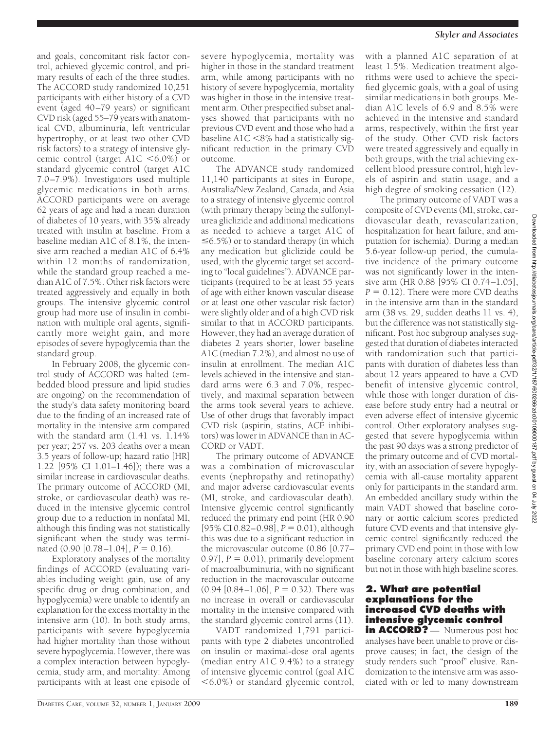and goals, concomitant risk factor control, achieved glycemic control, and primary results of each of the three studies. The ACCORD study randomized 10,251 participants with either history of a CVD event (aged 40–79 years) or significant CVD risk (aged 55–79 years with anatomical CVD, albuminuria, left ventricular hypertrophy, or at least two other CVD risk factors) to a strategy of intensive glycemic control (target A1C <6.0%) or standard glycemic control (target A1C 7.0–7.9%). Investigators used multiple glycemic medications in both arms. ACCORD participants were on average 62 years of age and had a mean duration of diabetes of 10 years, with 35% already treated with insulin at baseline. From a baseline median A1C of 8.1%, the intensive arm reached a median A1C of 6.4% within 12 months of randomization, while the standard group reached a median A1C of 7.5%. Other risk factors were treated aggressively and equally in both groups. The intensive glycemic control group had more use of insulin in combination with multiple oral agents, significantly more weight gain, and more episodes of severe hypoglycemia than the standard group.

In February 2008, the glycemic control study of ACCORD was halted (embedded blood pressure and lipid studies are ongoing) on the recommendation of the study's data safety monitoring board due to the finding of an increased rate of mortality in the intensive arm compared with the standard arm (1.41 vs. 1.14% per year; 257 vs. 203 deaths over a mean 3.5 years of follow-up; hazard ratio [HR] 1.22 [95% CI 1.01–1.46]); there was a similar increase in cardiovascular deaths. The primary outcome of ACCORD (MI, stroke, or cardiovascular death) was reduced in the intensive glycemic control group due to a reduction in nonfatal MI, although this finding was not statistically significant when the study was terminated (0.90 [0.78–1.04], $P = 0.16$).

Exploratory analyses of the mortality findings of ACCORD (evaluating variables including weight gain, use of any specific drug or drug combination, and hypoglycemia) were unable to identify an explanation for the excess mortality in the intensive arm (10). In both study arms, participants with severe hypoglycemia had higher mortality than those without severe hypoglycemia. However, there was a complex interaction between hypoglycemia, study arm, and mortality: Among participants with at least one episode of severe hypoglycemia, mortality was higher in those in the standard treatment arm, while among participants with no history of severe hypoglycemia, mortality was higher in those in the intensive treatment arm. Other prespecified subset analyses showed that participants with no previous CVD event and those who had a baseline A1C <8% had a statistically significant reduction in the primary CVD outcome.

The ADVANCE study randomized 11,140 participants at sites in Europe, Australia/New Zealand, Canada, and Asia to a strategy of intensive glycemic control (with primary therapy being the sulfonylurea gliclizide and additional medications as needed to achieve a target A1C of ≤6.5%) or to standard therapy (in which any medication but gliclizide could be used, with the glycemic target set according to "local guidelines"). ADVANCE participants (required to be at least 55 years of age with either known vascular disease or at least one other vascular risk factor) were slightly older and of a high CVD risk similar to that in ACCORD participants. However, they had an average duration of diabetes 2 years shorter, lower baseline A1C (median 7.2%), and almost no use of insulin at enrollment. The median A1C levels achieved in the intensive and standard arms were 6.3 and 7.0%, respectively, and maximal separation between the arms took several years to achieve. Use of other drugs that favorably impact CVD risk (aspirin, statins, ACE inhibitors) was lower in ADVANCE than in ACCORD or VADT.

The primary outcome of ADVANCE was a combination of microvascular events (nephropathy and retinopathy) and major adverse cardiovascular events (MI, stroke, and cardiovascular death). Intensive glycemic control significantly reduced the primary end point (HR 0.90 [95% CI 0.82–0.98], $P = 0.01$), although this was due to a significant reduction in the microvascular outcome (0.86 [0.77–0.97], $P = 0.01$), primarily development of macroalbuminuria, with no significant reduction in the macrovascular outcome (0.94 [0.84–1.06], $P = 0.32$). There was no increase in overall or cardiovascular mortality in the intensive compared with the standard glycemic control arms (11).

VADT randomized 1,791 participants with type 2 diabetes uncontrolled on insulin or maximal-dose oral agents (median entry A1C 9.4%) to a strategy of intensive glycemic control (goal A1C <6.0%) or standard glycemic control, with a planned A1C separation of at least 1.5%. Medication treatment algorithms were used to achieve the specified glycemic goals, with a goal of using similar medications in both groups. Median A1C levels of 6.9 and 8.5% were achieved in the intensive and standard arms, respectively, within the first year of the study. Other CVD risk factors were treated aggressively and equally in both groups, with the trial achieving excellent blood pressure control, high levels of aspirin and statin usage, and a high degree of smoking cessation (12).

The primary outcome of VADT was a composite of CVD events (MI, stroke, cardiovascular death, revascularization, hospitalization for heart failure, and amputation for ischemia). During a median 5.6-year follow-up period, the cumulative incidence of the primary outcome was not significantly lower in the intensive arm (HR 0.88 [95% CI 0.74–1.05], $P = 0.12$). There were more CVD deaths in the intensive arm than in the standard arm (38 vs. 29, sudden deaths 11 vs. 4), but the difference was not statistically significant. Post hoc subgroup analyses suggested that duration of diabetes interacted with randomization such that participants with duration of diabetes less than about 12 years appeared to have a CVD benefit of intensive glycemic control, while those with longer duration of disease before study entry had a neutral or even adverse effect of intensive glycemic control. Other exploratory analyses suggested that severe hypoglycemia within the past 90 days was a strong predictor of the primary outcome and of CVD mortality, with an association of severe hypoglycemia with all-cause mortality apparent only for participants in the standard arm. An embedded ancillary study within the main VADT showed that baseline coronary or aortic calcium scores predicted future CVD events and that intensive glycemic control significantly reduced the primary CVD end point in those with low baseline coronary artery calcium scores but not in those with high baseline scores.

## 2. What are potential explanations for the increased CVD deaths with intensive glycemic control in ACCORD?

Numerous post hoc analyses have been unable to prove or disprove causes; in fact, the design of the study renders such "proof" elusive. Randomization to the intensive arm was associated with or led to many downstream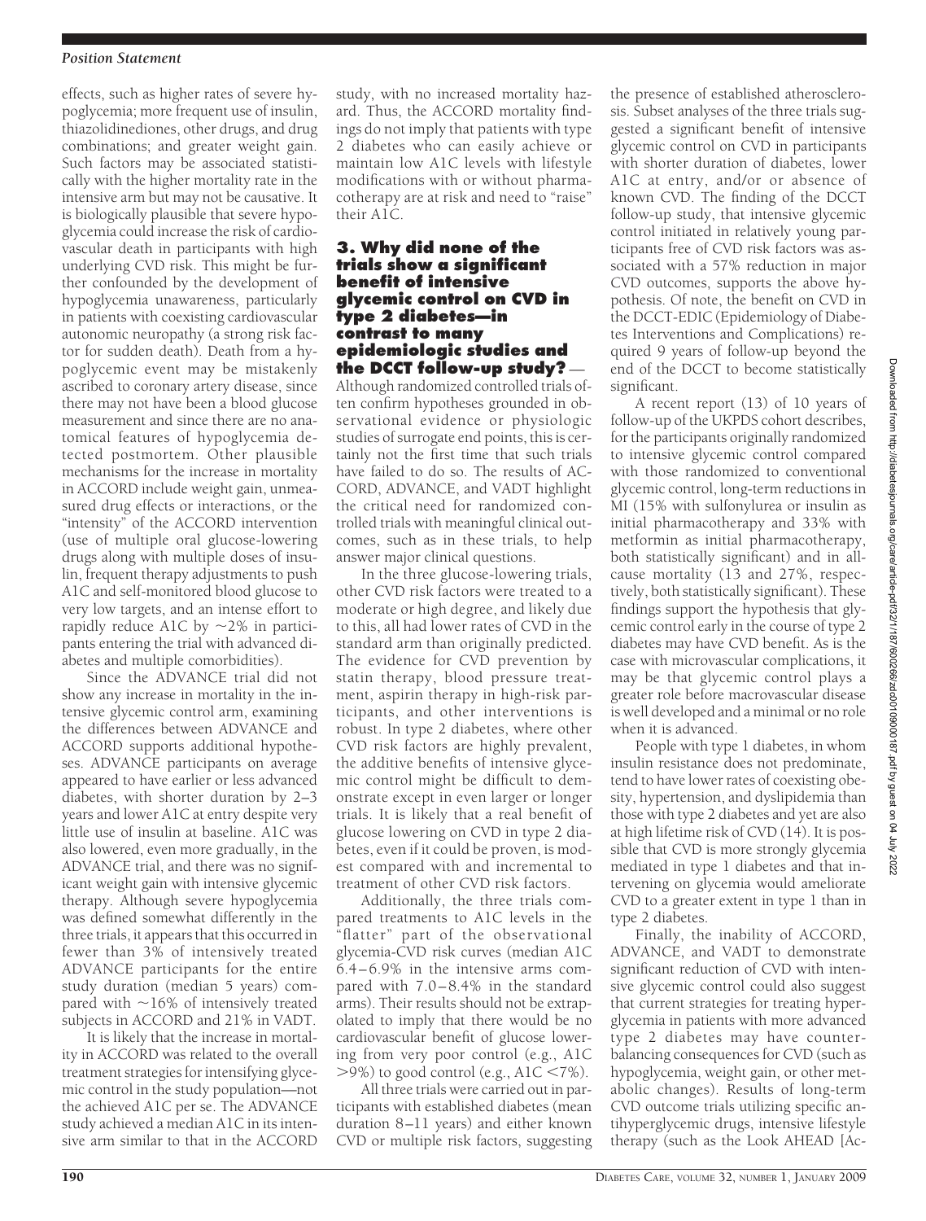effects, such as higher rates of severe hypoglycemia; more frequent use of insulin, thiazolidinediones, other drugs, and drug combinations; and greater weight gain. Such factors may be associated statistically with the higher mortality rate in the intensive arm but may not be causative. It is biologically plausible that severe hypoglycemia could increase the risk of cardiovascular death in participants with high underlying CVD risk. This might be further confounded by the development of hypoglycemia unawareness, particularly in patients with coexisting cardiovascular autonomic neuropathy (a strong risk factor for sudden death). Death from a hypoglycemic event may be mistakenly ascribed to coronary artery disease, since there may not have been a blood glucose measurement and since there are no anatomical features of hypoglycemia detected postmortem. Other plausible mechanisms for the increase in mortality in ACCORD include weight gain, unmeasured drug effects or interactions, or the "intensity" of the ACCORD intervention (use of multiple oral glucose-lowering drugs along with multiple doses of insulin, frequent therapy adjustments to push A1C and self-monitored blood glucose to very low targets, and an intense effort to rapidly reduce A1C by ~2% in participants entering the trial with advanced diabetes and multiple comorbidities).

Since the ADVANCE trial did not show any increase in mortality in the intensive glycemic control arm, examining the differences between ADVANCE and ACCORD supports additional hypotheses. ADVANCE participants on average appeared to have earlier or less advanced diabetes, with shorter duration by 2–3 years and lower A1C at entry despite very little use of insulin at baseline. A1C was also lowered, even more gradually, in the ADVANCE trial, and there was no significant weight gain with intensive glycemic therapy. Although severe hypoglycemia was defined somewhat differently in the three trials, it appears that this occurred in fewer than 3% of intensively treated ADVANCE participants for the entire study duration (median 5 years) compared with ~16% of intensively treated subjects in ACCORD and 21% in VADT.

It is likely that the increase in mortality in ACCORD was related to the overall treatment strategies for intensifying glycemic control in the study population—not the achieved A1C per se. The ADVANCE study achieved a median A1C in its intensive arm similar to that in the ACCORD study, with no increased mortality hazard. Thus, the ACCORD mortality findings do not imply that patients with type 2 diabetes who can easily achieve or maintain low A1C levels with lifestyle modifications with or without pharmacotherapy are at risk and need to "raise" their A1C.

## 3. Why did none of the trials show a significant benefit of intensive glycemic control on CVD in type 2 diabetes—in contrast to many epidemiologic studies and the DCCT follow-up study?

Although randomized controlled trials often confirm hypotheses grounded in observational evidence or physiologic studies of surrogate end points, this is certainly not the first time that such trials have failed to do so. The results of ACCORD, ADVANCE, and VADT highlight the critical need for randomized controlled trials with meaningful clinical outcomes, such as in these trials, to help answer major clinical questions.

In the three glucose-lowering trials, other CVD risk factors were treated to a moderate or high degree, and likely due to this, all had lower rates of CVD in the standard arm than originally predicted. The evidence for CVD prevention by statin therapy, blood pressure treatment, aspirin therapy in high-risk participants, and other interventions is robust. In type 2 diabetes, where other CVD risk factors are highly prevalent, the additive benefits of intensive glycemic control might be difficult to demonstrate except in even larger or longer trials. It is likely that a real benefit of glucose lowering on CVD in type 2 diabetes, even if it could be proven, is modest compared with and incremental to treatment of other CVD risk factors.

Additionally, the three trials compared treatments to A1C levels in the "flatter" part of the observational glycemia-CVD risk curves (median A1C 6.4–6.9% in the intensive arms compared with 7.0–8.4% in the standard arms). Their results should not be extrapolated to imply that there would be no cardiovascular benefit of glucose lowering from very poor control (e.g., A1C >9%) to good control (e.g., A1C <7%).

All three trials were carried out in participants with established diabetes (mean duration 8–11 years) and either known CVD or multiple risk factors, suggesting the presence of established atherosclerosis. Subset analyses of the three trials suggested a significant benefit of intensive glycemic control on CVD in participants with shorter duration of diabetes, lower A1C at entry, and/or or absence of known CVD. The finding of the DCCT follow-up study, that intensive glycemic control initiated in relatively young participants free of CVD risk factors was associated with a 57% reduction in major CVD outcomes, supports the above hypothesis. Of note, the benefit on CVD in the DCCT-EDIC (Epidemiology of Diabetes Interventions and Complications) required 9 years of follow-up beyond the end of the DCCT to become statistically significant.

A recent report (13) of 10 years of follow-up of the UKPDS cohort describes, for the participants originally randomized to intensive glycemic control compared with those randomized to conventional glycemic control, long-term reductions in MI (15% with sulfonylurea or insulin as initial pharmacotherapy and 33% with metformin as initial pharmacotherapy, both statistically significant) and in all-cause mortality (13 and 27%, respectively, both statistically significant). These findings support the hypothesis that glycemic control early in the course of type 2 diabetes may have CVD benefit. As is the case with microvascular complications, it may be that glycemic control plays a greater role before macrovascular disease is well developed and a minimal or no role when it is advanced.

People with type 1 diabetes, in whom insulin resistance does not predominate, tend to have lower rates of coexisting obesity, hypertension, and dyslipidemia than those with type 2 diabetes and yet are also at high lifetime risk of CVD (14). It is possible that CVD is more strongly glycemia mediated in type 1 diabetes and that intervening on glycemia would ameliorate CVD to a greater extent in type 1 than in type 2 diabetes.

Finally, the inability of ACCORD, ADVANCE, and VADT to demonstrate significant reduction of CVD with intensive glycemic control could also suggest that current strategies for treating hyperglycemia in patients with more advanced type 2 diabetes may have counterbalancing consequences for CVD (such as hypoglycemia, weight gain, or other metabolic changes). Results of long-term CVD outcome trials utilizing specific antihyperglycemic drugs, intensive lifestyle therapy (such as the Look AHEAD [Ac-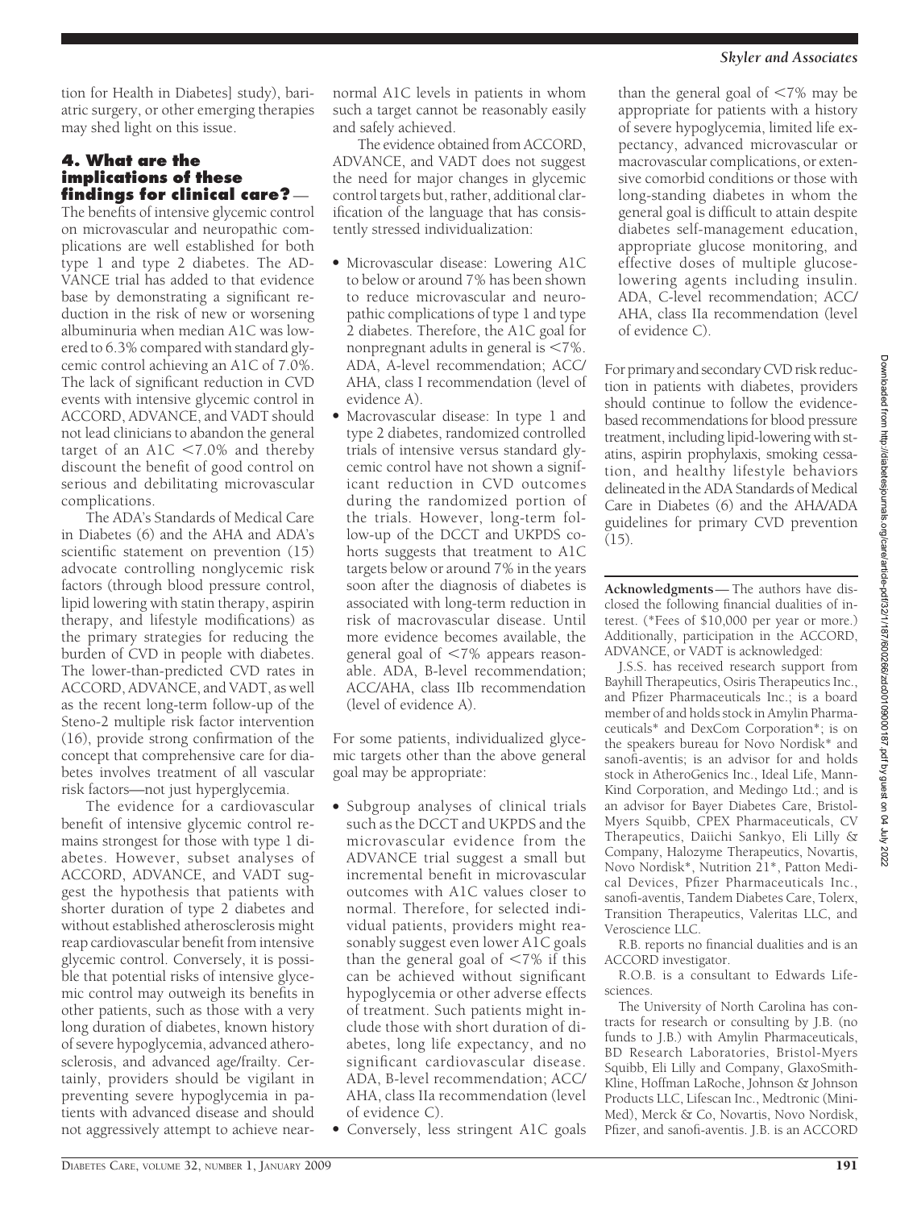tion for Health in Diabetes] study), bariatric surgery, or other emerging therapies may shed light on this issue.

## 4. What are the implications of these findings for clinical care?

The benefits of intensive glycemic control on microvascular and neuropathic complications are well established for both type 1 and type 2 diabetes. The ADVANCE trial has added to that evidence base by demonstrating a significant reduction in the risk of new or worsening albuminuria when median A1C was lowered to 6.3% compared with standard glycemic control achieving an A1C of 7.0%. The lack of significant reduction in CVD events with intensive glycemic control in ACCORD, ADVANCE, and VADT should not lead clinicians to abandon the general target of an A1C <7.0% and thereby discount the benefit of good control on serious and debilitating microvascular complications.

The ADA's Standards of Medical Care in Diabetes (6) and the AHA and ADA's scientific statement on prevention (15) advocate controlling nonglycemic risk factors (through blood pressure control, lipid lowering with statin therapy, aspirin therapy, and lifestyle modifications) as the primary strategies for reducing the burden of CVD in people with diabetes. The lower-than-predicted CVD rates in ACCORD, ADVANCE, and VADT, as well as the recent long-term follow-up of the Steno-2 multiple risk factor intervention (16), provide strong confirmation of the concept that comprehensive care for diabetes involves treatment of all vascular risk factors—not just hyperglycemia.

The evidence for a cardiovascular benefit of intensive glycemic control remains strongest for those with type 1 diabetes. However, subset analyses of ACCORD, ADVANCE, and VADT suggest the hypothesis that patients with shorter duration of type 2 diabetes and without established atherosclerosis might reap cardiovascular benefit from intensive glycemic control. Conversely, it is possible that potential risks of intensive glycemic control may outweigh its benefits in other patients, such as those with a very long duration of diabetes, known history of severe hypoglycemia, advanced atherosclerosis, and advanced age/frailty. Certainly, providers should be vigilant in preventing severe hypoglycemia in patients with advanced disease and should not aggressively attempt to achieve near-normal A1C levels in patients in whom such a target cannot be reasonably easily and safely achieved.

The evidence obtained from ACCORD, ADVANCE, and VADT does not suggest the need for major changes in glycemic control targets but, rather, additional clarification of the language that has consistently stressed individualization:

- Microvascular disease: Lowering A1C to below or around 7% has been shown to reduce microvascular and neuropathic complications of type 1 and type 2 diabetes. Therefore, the A1C goal for nonpregnant adults in general is <7%. ADA, A-level recommendation; ACC/AHA, class I recommendation (level of evidence A).
- Macrovascular disease: In type 1 and type 2 diabetes, randomized controlled trials of intensive versus standard glycemic control have not shown a significant reduction in CVD outcomes during the randomized portion of the trials. However, long-term follow-up of the DCCT and UKPDS cohorts suggests that treatment to A1C targets below or around 7% in the years soon after the diagnosis of diabetes is associated with long-term reduction in risk of macrovascular disease. Until more evidence becomes available, the general goal of <7% appears reasonable. ADA, B-level recommendation; ACC/AHA, class IIb recommendation (level of evidence A).

For some patients, individualized glycemic targets other than the above general goal may be appropriate:

- Subgroup analyses of clinical trials such as the DCCT and UKPDS and the microvascular evidence from the ADVANCE trial suggest a small but incremental benefit in microvascular outcomes with A1C values closer to normal. Therefore, for selected individual patients, providers might reasonably suggest even lower A1C goals than the general goal of <7% if this can be achieved without significant hypoglycemia or other adverse effects of treatment. Such patients might include those with short duration of diabetes, long life expectancy, and no significant cardiovascular disease. ADA, B-level recommendation; ACC/AHA, class IIa recommendation (level of evidence C).
- Conversely, less stringent A1C goals than the general goal of <7% may be appropriate for patients with a history of severe hypoglycemia, limited life expectancy, advanced microvascular or macrovascular complications, or extensive comorbid conditions or those with long-standing diabetes in whom the general goal is difficult to attain despite diabetes self-management education, appropriate glucose monitoring, and effective doses of multiple glucose-lowering agents including insulin. ADA, C-level recommendation; ACC/AHA, class IIa recommendation (level of evidence C).

For primary and secondary CVD risk reduction in patients with diabetes, providers should continue to follow the evidence-based recommendations for blood pressure treatment, including lipid-lowering with statins, aspirin prophylaxis, smoking cessation, and healthy lifestyle behaviors delineated in the ADA Standards of Medical Care in Diabetes (6) and the AHA/ADA guidelines for primary CVD prevention (15).

---

**Acknowledgments**— The authors have disclosed the following financial dualities of interest. (*Fees of $10,000 per year or more.) Additionally, participation in the ACCORD, ADVANCE, or VADT is acknowledged:

J.S.S. has received research support from Bayhill Therapeutics, Osiris Therapeutics Inc., and Pfizer Pharmaceuticals Inc.; is a board member of and holds stock in Amylin Pharmaceuticals* and DexCom Corporation*; is on the speakers bureau for Novo Nordisk* and sanofi-aventis; is an advisor for and holds stock in AtheroGenics Inc., Ideal Life, MannKind Corporation, and Medingo Ltd.; and is an advisor for Bayer Diabetes Care, Bristol-Myers Squibb, CPEX Pharmaceuticals, CV Therapeutics, Daiichi Sankyo, Eli Lilly & Company, Halozyme Therapeutics, Novartis, Novo Nordisk*, Nutrition 21*, Patton Medical Devices, Pfizer Pharmaceuticals Inc., sanofi-aventis, Tandem Diabetes Care, Tolerx, Transition Therapeutics, Valeritas LLC, and Veroscience LLC.

R.B. reports no financial dualities and is an ACCORD investigator.

R.O.B. is a consultant to Edwards Lifesciences.

The University of North Carolina has contracts for research or consulting by J.B. (no funds to J.B.) with Amylin Pharmaceuticals, BD Research Laboratories, Bristol-Myers Squibb, Eli Lilly and Company, GlaxoSmithKline, Hoffman LaRoche, Johnson & Johnson Products LLC, Lifescan Inc., Medtronic (MiniMed), Merck & Co, Novartis, Novo Nordisk, Pfizer, and sanofi-aventis. J.B. is an ACCORD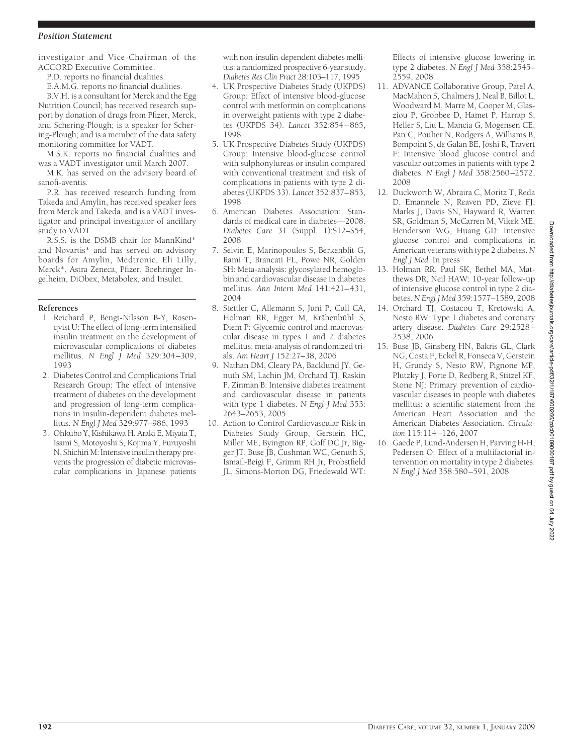investigator and Vice-Chairman of the ACCORD Executive Committee.

P.D. reports no financial dualities.

E.A.M.G. reports no financial dualities.

B.V.H. is a consultant for Merck and the Egg Nutrition Council; has received research support by donation of drugs from Pfizer, Merck, and Schering-Plough; is a speaker for Schering-Plough; and is a member of the data safety monitoring committee for VADT.

M.S.K. reports no financial dualities and was a VADT investigator until March 2007.

M.K. has served on the advisory board of sanofi-aventis.

P.R. has received research funding from Takeda and Amylin, has received speaker fees from Merck and Takeda, and is a VADT investigator and principal investigator of ancillary study to VADT.

R.S.S. is the DSMB chair for MannKind* and Novartis* and has served on advisory boards for Amylin, Medtronic, Eli Lilly, Merck*, Astra Zeneca, Pfizer, Boehringer Ingelheim, DiObex, Metabolex, and Insulet.

## References

1. Reichard P, Bengt-Nilsson B-Y, Rosenqvist U: The effect of long-term intensified insulin treatment on the development of microvascular complications of diabetes mellitus. *N Engl J Med* 329:304–309, 1993
2. Diabetes Control and Complications Trial Research Group: The effect of intensive treatment of diabetes on the development and progression of long-term complications in insulin-dependent diabetes mellitus. *N Engl J Med* 329:977–986, 1993
3. Ohkubo Y, Kishikawa H, Araki E, Miyata T, Isami S, Motoyoshi S, Kojima Y, Furuyoshi N, Shichiri M: Intensive insulin therapy prevents the progression of diabetic microvascular complications in Japanese patients with non-insulin-dependent diabetes mellitus: a randomized prospective 6-year study. *Diabetes Res Clin Pract* 28:103–117, 1995
4. UK Prospective Diabetes Study (UKPDS) Group: Effect of intensive blood-glucose control with metformin on complications in overweight patients with type 2 diabetes (UKPDS 34). *Lancet* 352:854–865, 1998
5. UK Prospective Diabetes Study (UKPDS) Group: Intensive blood-glucose control with sulphonylureas or insulin compared with conventional treatment and risk of complications in patients with type 2 diabetes (UKPDS 33). *Lancet* 352:837–853, 1998
6. American Diabetes Association: Standards of medical care in diabetes—2008. *Diabetes Care* 31 (Suppl. 1):S12–S54, 2008
7. Selvin E, Marinopoulos S, Berkenblit G, Rami T, Brancati FL, Powe NR, Golden SH: Meta-analysis: glycosylated hemoglobin and cardiovascular disease in diabetes mellitus. *Ann Intern Med* 141:421–431, 2004
8. Stettler C, Allemann S, Jüni P, Cull CA, Holman RR, Egger M, Krähenbühl S, Diem P: Glycemic control and macrovascular disease in types 1 and 2 diabetes mellitus: meta-analysis of randomized trials. *Am Heart J* 152:27–38, 2006
9. Nathan DM, Cleary PA, Backlund JY, Genuth SM, Lachin JM, Orchard TJ, Raskin P, Zinman B: Intensive diabetes treatment and cardiovascular disease in patients with type 1 diabetes. *N Engl J Med* 353:2643–2653, 2005
10. Action to Control Cardiovascular Risk in Diabetes Study Group, Gerstein HC, Miller ME, Byington RP, Goff DC Jr, Bigger JT, Buse JB, Cushman WC, Genuth S, Ismail-Beigi F, Grimm RH Jr, Probstfield JL, Simons-Morton DG, Friedewald WT: Effects of intensive glucose lowering in type 2 diabetes. *N Engl J Med* 358:2545–2559, 2008
11. ADVANCE Collaborative Group, Patel A, MacMahon S, Chalmers J, Neal B, Billot L, Woodward M, Marre M, Cooper M, Glasziou P, Grobbee D, Hamet P, Harrap S, Heller S, Liu L, Mancia G, Mogensen CE, Pan C, Poulter N, Rodgers A, Williams B, Bompoint S, de Galan BE, Joshi R, Travert F: Intensive blood glucose control and vascular outcomes in patients with type 2 diabetes. *N Engl J Med* 358:2560–2572, 2008
12. Duckworth W, Abraira C, Moritz T, Reda D, Emannele N, Reaven PD, Zieve FJ, Marks J, Davis SN, Hayward R, Warren SR, Goldman S, McCarren M, Vikek ME, Henderson WG, Huang GD: Intensive glucose control and complications in American veterans with type 2 diabetes. *N Engl J Med.* In press
13. Holman RR, Paul SK, Bethel MA, Matthews DR, Neil HAW: 10-year follow-up of intensive glucose control in type 2 diabetes. *N Engl J Med* 359:1577–1589, 2008
14. Orchard TJ, Costacou T, Kretowski A, Nesto RW: Type 1 diabetes and coronary artery disease. *Diabetes Care* 29:2528–2538, 2006
15. Buse JB, Ginsberg HN, Bakris GL, Clark NG, Costa F, Eckel R, Fonseca V, Gerstein H, Grundy S, Nesto RW, Pignone MP, Plutzky J, Porte D, Redberg R, Stitzel KF, Stone NJ: Primary prevention of cardiovascular diseases in people with diabetes mellitus: a scientific statement from the American Heart Association and the American Diabetes Association. *Circulation* 115:114–126, 2007
16. Gaede P, Lund-Andersen H, Parving H-H, Pedersen O: Effect of a multifactorial intervention on mortality in type 2 diabetes. *N Engl J Med* 358:580–591, 2008